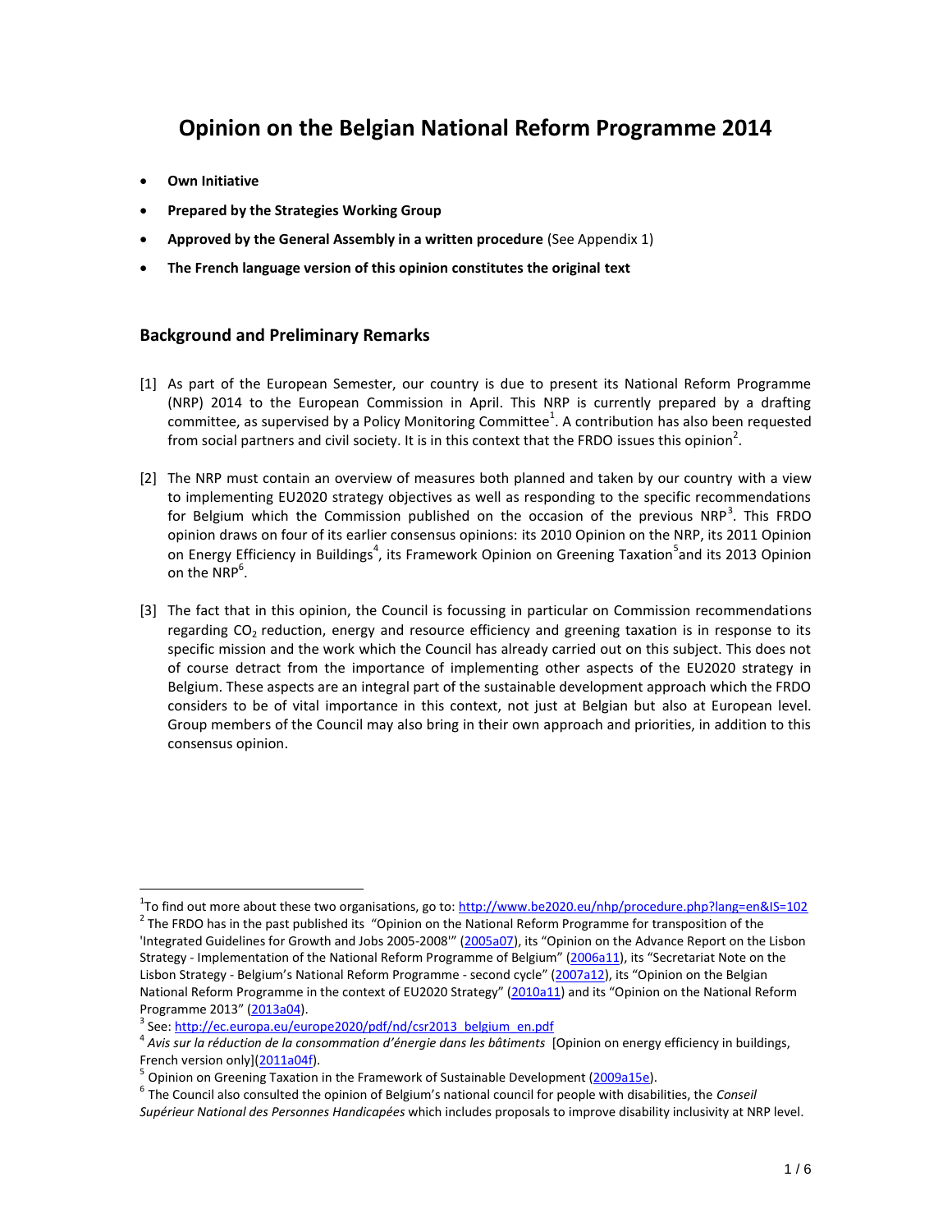# Opinion on the Belgian National Reform Programme 2014

- **Own Initiative**
- **Prepared by the Strategies Working Group**
- **Approved by the General Assembly in a written procedure** (See Appendix 1)
- **The French language version of this opinion constitutes the original text**

## Background and Preliminary Remarks

[1] As part of the European Semester, our country is due to present its National Reform Programme (NRP) 2014 to the European Commission in April. This NRP is currently prepared by a drafting committee, as supervised by a Policy Monitoring Committee[1]. A contribution has also been requested from social partners and civil society. It is in this context that the FRDO issues this opinion[2].

[2] The NRP must contain an overview of measures both planned and taken by our country with a view to implementing EU2020 strategy objectives as well as responding to the specific recommendations for Belgium which the Commission published on the occasion of the previous NRP[3]. This FRDO opinion draws on four of its earlier consensus opinions: its 2010 Opinion on the NRP, its 2011 Opinion on Energy Efficiency in Buildings[4], its Framework Opinion on Greening Taxation[5]and its 2013 Opinion on the NRP[6].

[3] The fact that in this opinion, the Council is focussing in particular on Commission recommendations regarding $CO_2$ reduction, energy and resource efficiency and greening taxation is in response to its specific mission and the work which the Council has already carried out on this subject. This does not of course detract from the importance of implementing other aspects of the EU2020 strategy in Belgium. These aspects are an integral part of the sustainable development approach which the FRDO considers to be of vital importance in this context, not just at Belgian but also at European level. Group members of the Council may also bring in their own approach and priorities, in addition to this consensus opinion.

---

[1] To find out more about these two organisations, go to: http://www.be2020.eu/nhp/procedure.php?lang=en&IS=102

[2] The FRDO has in the past published its "Opinion on the National Reform Programme for transposition of the 'Integrated Guidelines for Growth and Jobs 2005-2008'" (2005a07), its "Opinion on the Advance Report on the Lisbon Strategy - Implementation of the National Reform Programme of Belgium" (2006a11), its "Secretariat Note on the Lisbon Strategy - Belgium's National Reform Programme - second cycle" (2007a12), its "Opinion on the Belgian National Reform Programme in the context of EU2020 Strategy" (2010a11) and its "Opinion on the National Reform Programme 2013" (2013a04).

[3] See: http://ec.europa.eu/europe2020/pdf/nd/csr2013_belgium_en.pdf

[4] *Avis sur la réduction de la consommation d'énergie dans les bâtiments* [Opinion on energy efficiency in buildings, French version only](2011a04f).

[5] Opinion on Greening Taxation in the Framework of Sustainable Development (2009a15e).

[6] The Council also consulted the opinion of Belgium's national council for people with disabilities, the *Conseil Supérieur National des Personnes Handicapées* which includes proposals to improve disability inclusivity at NRP level.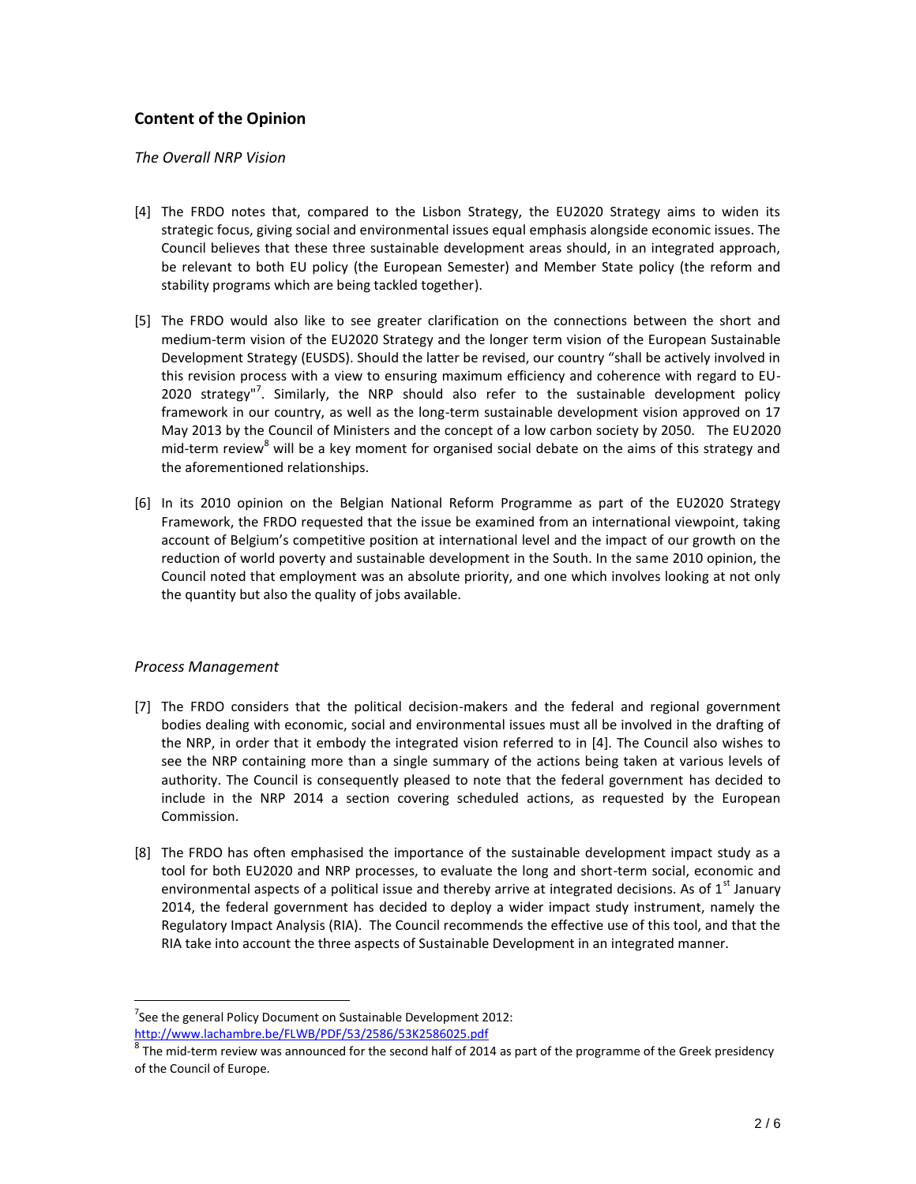## Content of the Opinion

*The Overall NRP Vision*

[4] The FRDO notes that, compared to the Lisbon Strategy, the EU2020 Strategy aims to widen its strategic focus, giving social and environmental issues equal emphasis alongside economic issues. The Council believes that these three sustainable development areas should, in an integrated approach, be relevant to both EU policy (the European Semester) and Member State policy (the reform and stability programs which are being tackled together).

[5] The FRDO would also like to see greater clarification on the connections between the short and medium-term vision of the EU2020 Strategy and the longer term vision of the European Sustainable Development Strategy (EUSDS). Should the latter be revised, our country "shall be actively involved in this revision process with a view to ensuring maximum efficiency and coherence with regard to EU-2020 strategy"[7]. Similarly, the NRP should also refer to the sustainable development policy framework in our country, as well as the long-term sustainable development vision approved on 17 May 2013 by the Council of Ministers and the concept of a low carbon society by 2050. The EU2020 mid-term review[8] will be a key moment for organised social debate on the aims of this strategy and the aforementioned relationships.

[6] In its 2010 opinion on the Belgian National Reform Programme as part of the EU2020 Strategy Framework, the FRDO requested that the issue be examined from an international viewpoint, taking account of Belgium's competitive position at international level and the impact of our growth on the reduction of world poverty and sustainable development in the South. In the same 2010 opinion, the Council noted that employment was an absolute priority, and one which involves looking at not only the quantity but also the quality of jobs available.

*Process Management*

[7] The FRDO considers that the political decision-makers and the federal and regional government bodies dealing with economic, social and environmental issues must all be involved in the drafting of the NRP, in order that it embody the integrated vision referred to in [4]. The Council also wishes to see the NRP containing more than a single summary of the actions being taken at various levels of authority. The Council is consequently pleased to note that the federal government has decided to include in the NRP 2014 a section covering scheduled actions, as requested by the European Commission.

[8] The FRDO has often emphasised the importance of the sustainable development impact study as a tool for both EU2020 and NRP processes, to evaluate the long and short-term social, economic and environmental aspects of a political issue and thereby arrive at integrated decisions. As of 1st January 2014, the federal government has decided to deploy a wider impact study instrument, namely the Regulatory Impact Analysis (RIA). The Council recommends the effective use of this tool, and that the RIA take into account the three aspects of Sustainable Development in an integrated manner.

---

[7] See the general Policy Document on Sustainable Development 2012: http://www.lachambre.be/FLWB/PDF/53/2586/53K2586025.pdf

[8] The mid-term review was announced for the second half of 2014 as part of the programme of the Greek presidency of the Council of Europe.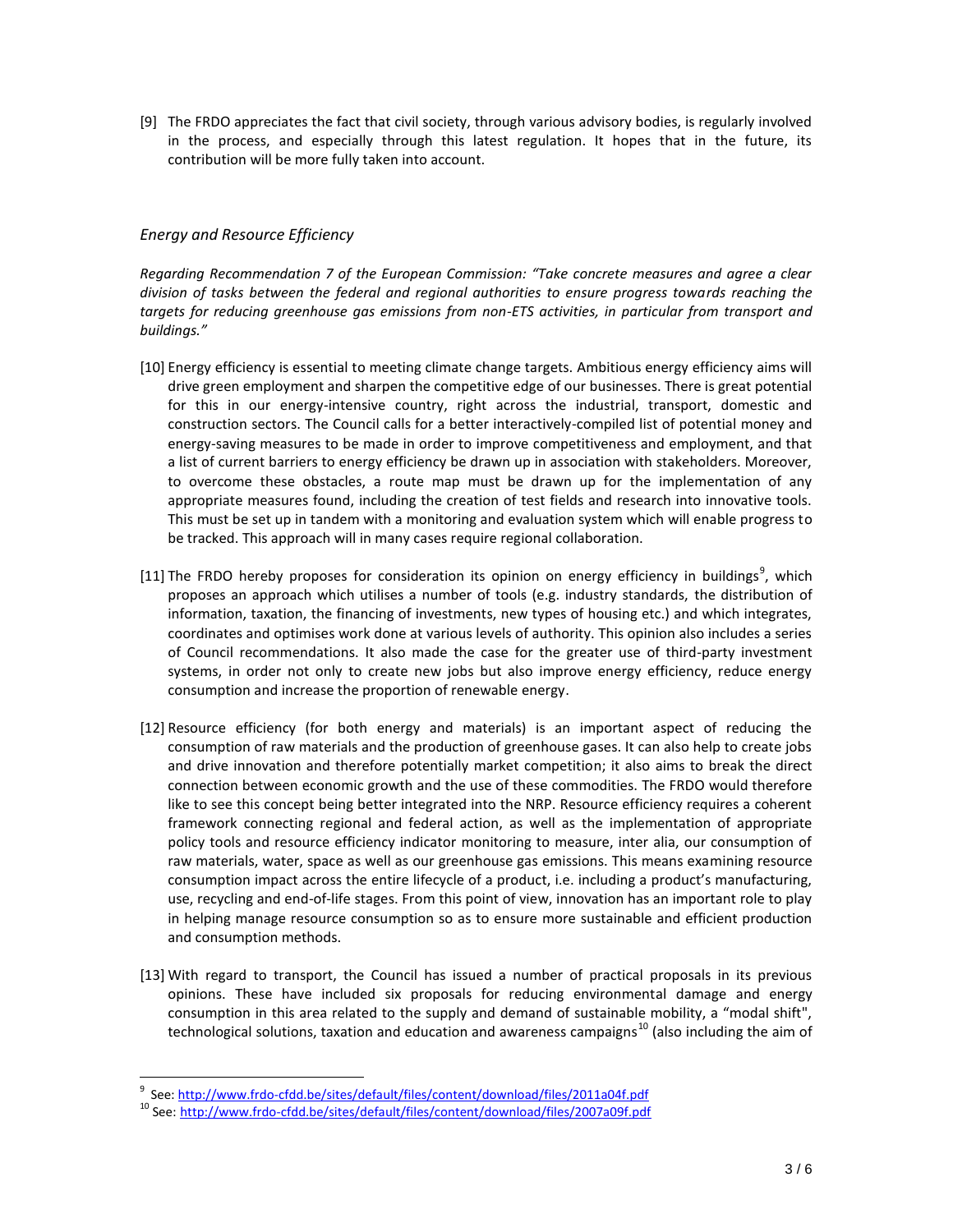[9] The FRDO appreciates the fact that civil society, through various advisory bodies, is regularly involved in the process, and especially through this latest regulation. It hopes that in the future, its contribution will be more fully taken into account.

### *Energy and Resource Efficiency*

*Regarding Recommendation 7 of the European Commission: "Take concrete measures and agree a clear division of tasks between the federal and regional authorities to ensure progress towards reaching the targets for reducing greenhouse gas emissions from non-ETS activities, in particular from transport and buildings."*

[10] Energy efficiency is essential to meeting climate change targets. Ambitious energy efficiency aims will drive green employment and sharpen the competitive edge of our businesses. There is great potential for this in our energy-intensive country, right across the industrial, transport, domestic and construction sectors. The Council calls for a better interactively-compiled list of potential money and energy-saving measures to be made in order to improve competitiveness and employment, and that a list of current barriers to energy efficiency be drawn up in association with stakeholders. Moreover, to overcome these obstacles, a route map must be drawn up for the implementation of any appropriate measures found, including the creation of test fields and research into innovative tools. This must be set up in tandem with a monitoring and evaluation system which will enable progress to be tracked. This approach will in many cases require regional collaboration.

[11] The FRDO hereby proposes for consideration its opinion on energy efficiency in buildings[9], which proposes an approach which utilises a number of tools (e.g. industry standards, the distribution of information, taxation, the financing of investments, new types of housing etc.) and which integrates, coordinates and optimises work done at various levels of authority. This opinion also includes a series of Council recommendations. It also made the case for the greater use of third-party investment systems, in order not only to create new jobs but also improve energy efficiency, reduce energy consumption and increase the proportion of renewable energy.

[12] Resource efficiency (for both energy and materials) is an important aspect of reducing the consumption of raw materials and the production of greenhouse gases. It can also help to create jobs and drive innovation and therefore potentially market competition; it also aims to break the direct connection between economic growth and the use of these commodities. The FRDO would therefore like to see this concept being better integrated into the NRP. Resource efficiency requires a coherent framework connecting regional and federal action, as well as the implementation of appropriate policy tools and resource efficiency indicator monitoring to measure, inter alia, our consumption of raw materials, water, space as well as our greenhouse gas emissions. This means examining resource consumption impact across the entire lifecycle of a product, i.e. including a product's manufacturing, use, recycling and end-of-life stages. From this point of view, innovation has an important role to play in helping manage resource consumption so as to ensure more sustainable and efficient production and consumption methods.

[13] With regard to transport, the Council has issued a number of practical proposals in its previous opinions. These have included six proposals for reducing environmental damage and energy consumption in this area related to the supply and demand of sustainable mobility, a "modal shift", technological solutions, taxation and education and awareness campaigns[10] (also including the aim of

---

[9] See: http://www.frdo-cfdd.be/sites/default/files/content/download/files/2011a04f.pdf

[10] See: http://www.frdo-cfdd.be/sites/default/files/content/download/files/2007a09f.pdf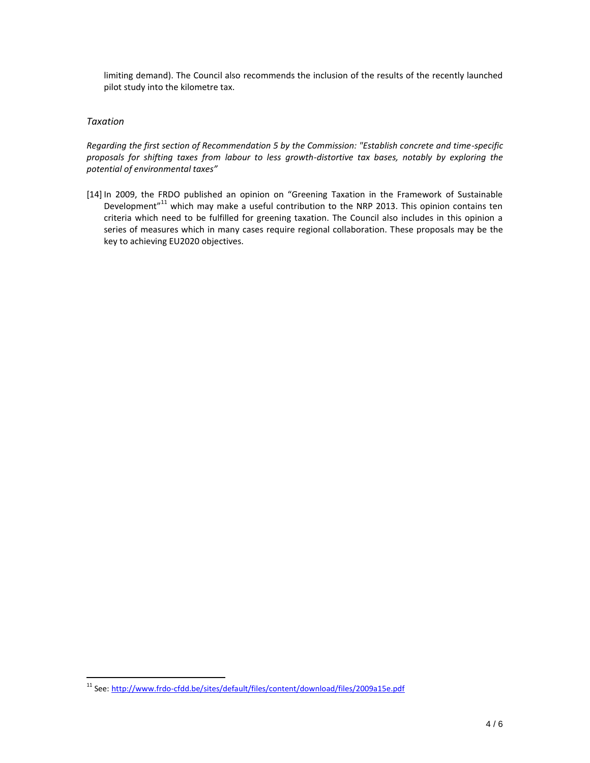limiting demand). The Council also recommends the inclusion of the results of the recently launched pilot study into the kilometre tax.

### *Taxation*

*Regarding the first section of Recommendation 5 by the Commission: "Establish concrete and time-specific proposals for shifting taxes from labour to less growth-distortive tax bases, notably by exploring the potential of environmental taxes"*

[14] In 2009, the FRDO published an opinion on "Greening Taxation in the Framework of Sustainable Development"[11] which may make a useful contribution to the NRP 2013. This opinion contains ten criteria which need to be fulfilled for greening taxation. The Council also includes in this opinion a series of measures which in many cases require regional collaboration. These proposals may be the key to achieving EU2020 objectives.

---

[11] See: http://www.frdo-cfdd.be/sites/default/files/content/download/files/2009a15e.pdf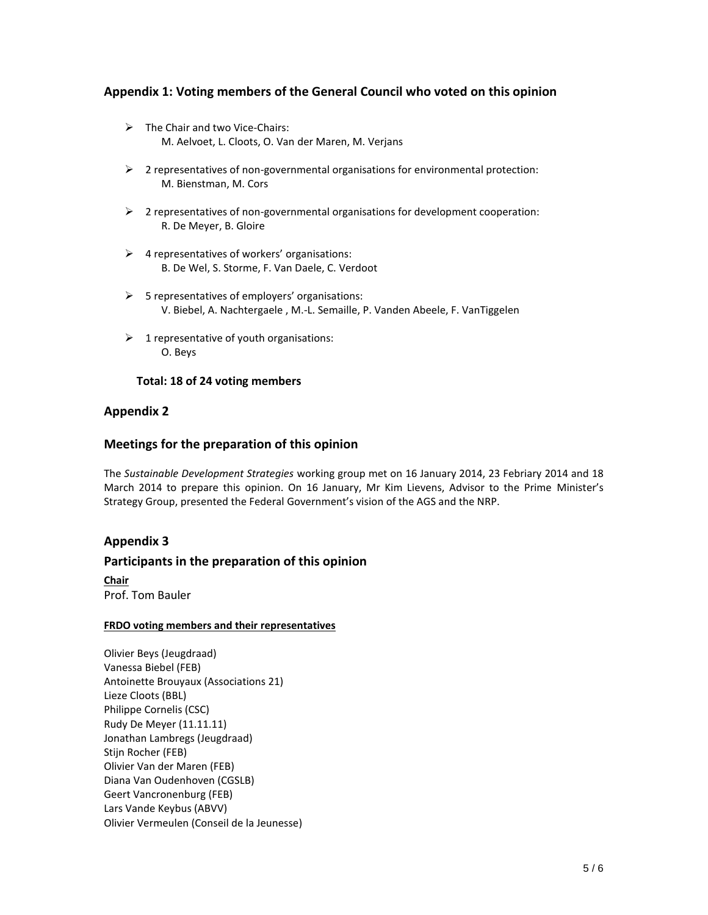## Appendix 1: Voting members of the General Council who voted on this opinion

- The Chair and two Vice-Chairs:
  M. Aelvoet, L. Cloots, O. Van der Maren, M. Verjans
- 2 representatives of non-governmental organisations for environmental protection:
  M. Bienstman, M. Cors
- 2 representatives of non-governmental organisations for development cooperation:
  R. De Meyer, B. Gloire
- 4 representatives of workers' organisations:
  B. De Wel, S. Storme, F. Van Daele, C. Verdoot
- 5 representatives of employers' organisations:
  V. Biebel, A. Nachtergaele , M.-L. Semaille, P. Vanden Abeele, F. VanTiggelen
- 1 representative of youth organisations:
  O. Beys

**Total: 18 of 24 voting members**

## Appendix 2

## Meetings for the preparation of this opinion

The *Sustainable Development Strategies* working group met on 16 January 2014, 23 Febriary 2014 and 18 March 2014 to prepare this opinion. On 16 January, Mr Kim Lievens, Advisor to the Prime Minister's Strategy Group, presented the Federal Government's vision of the AGS and the NRP.

## Appendix 3

## Participants in the preparation of this opinion

**Chair**

Prof. Tom Bauler

**FRDO voting members and their representatives**

Olivier Beys (Jeugdraad)
Vanessa Biebel (FEB)
Antoinette Brouyaux (Associations 21)
Lieze Cloots (BBL)
Philippe Cornelis (CSC)
Rudy De Meyer (11.11.11)
Jonathan Lambregs (Jeugdraad)
Stijn Rocher (FEB)
Olivier Van der Maren (FEB)
Diana Van Oudenhoven (CGSLB)
Geert Vancronenburg (FEB)
Lars Vande Keybus (ABVV)
Olivier Vermeulen (Conseil de la Jeunesse)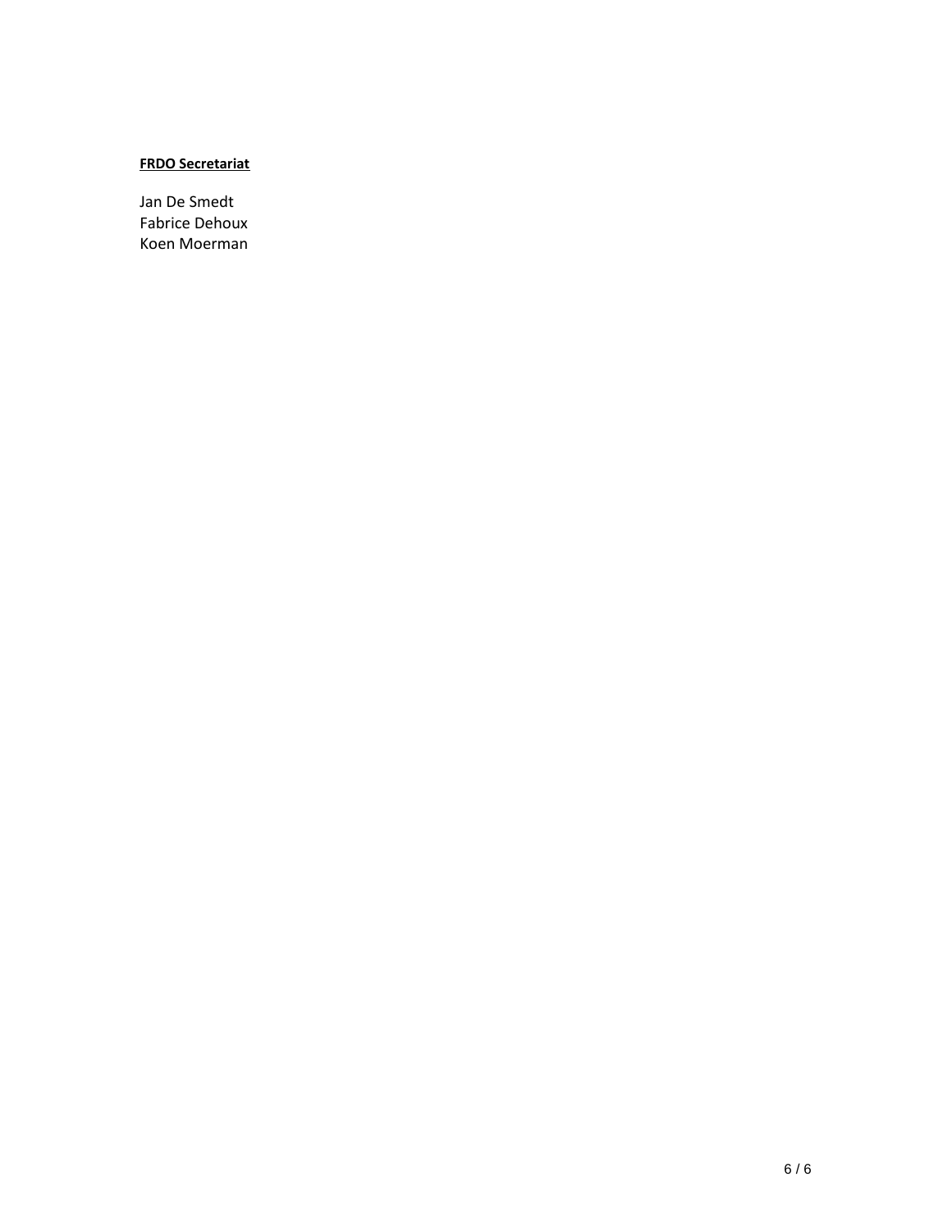**FRDO Secretariat**

Jan De Smedt
Fabrice Dehoux
Koen Moerman